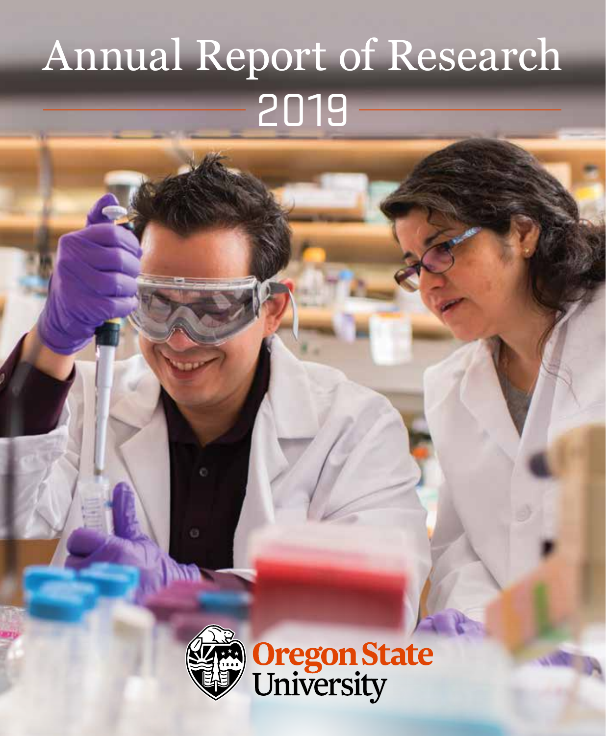# Annual Report of Research

## 2019

Oregon State University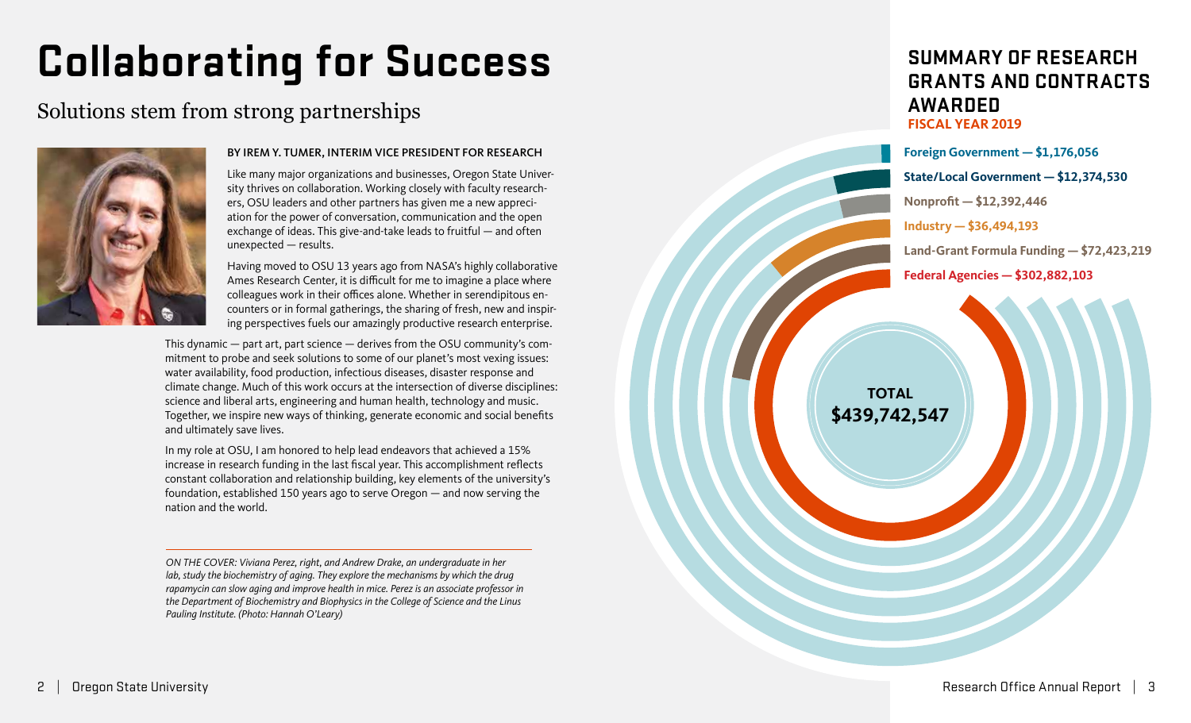# Collaborating for Success

## Solutions stem from strong partnerships

**BY IREM Y. TUMER, INTERIM VICE PRESIDENT FOR RESEARCH**

Like many major organizations and businesses, Oregon State University thrives on collaboration. Working closely with faculty researchers, OSU leaders and other partners has given me a new appreciation for the power of conversation, communication and the open exchange of ideas. This give-and-take leads to fruitful — and often unexpected — results.

Having moved to OSU 13 years ago from NASA's highly collaborative Ames Research Center, it is difficult for me to imagine a place where colleagues work in their offices alone. Whether in serendipitous encounters or in formal gatherings, the sharing of fresh, new and inspiring perspectives fuels our amazingly productive research enterprise.

This dynamic — part art, part science — derives from the OSU community's commitment to probe and seek solutions to some of our planet's most vexing issues: water availability, food production, infectious diseases, disaster response and climate change. Much of this work occurs at the intersection of diverse disciplines: science and liberal arts, engineering and human health, technology and music. Together, we inspire new ways of thinking, generate economic and social benefits and ultimately save lives.

In my role at OSU, I am honored to help lead endeavors that achieved a 15% increase in research funding in the last fiscal year. This accomplishment reflects constant collaboration and relationship building, key elements of the university's foundation, established 150 years ago to serve Oregon — and now serving the nation and the world.

*ON THE COVER: Viviana Perez, right, and Andrew Drake, an undergraduate in her lab, study the biochemistry of aging. They explore the mechanisms by which the drug rapamycin can slow aging and improve health in mice. Perez is an associate professor in the Department of Biochemistry and Biophysics in the College of Science and the Linus Pauling Institute. (Photo: Hannah O'Leary)*

## SUMMARY OF RESEARCH GRANTS AND CONTRACTS AWARDED

**FISCAL YEAR 2019**

- **Foreign Government — $1,176,056**
- **State/Local Government — $12,374,530**
- **Nonprofit — $12,392,446**
- **Industry — $36,494,193**
- **Land-Grant Formula Funding — $72,423,219**
- **Federal Agencies — $302,882,103**

**TOTAL $439,742,547**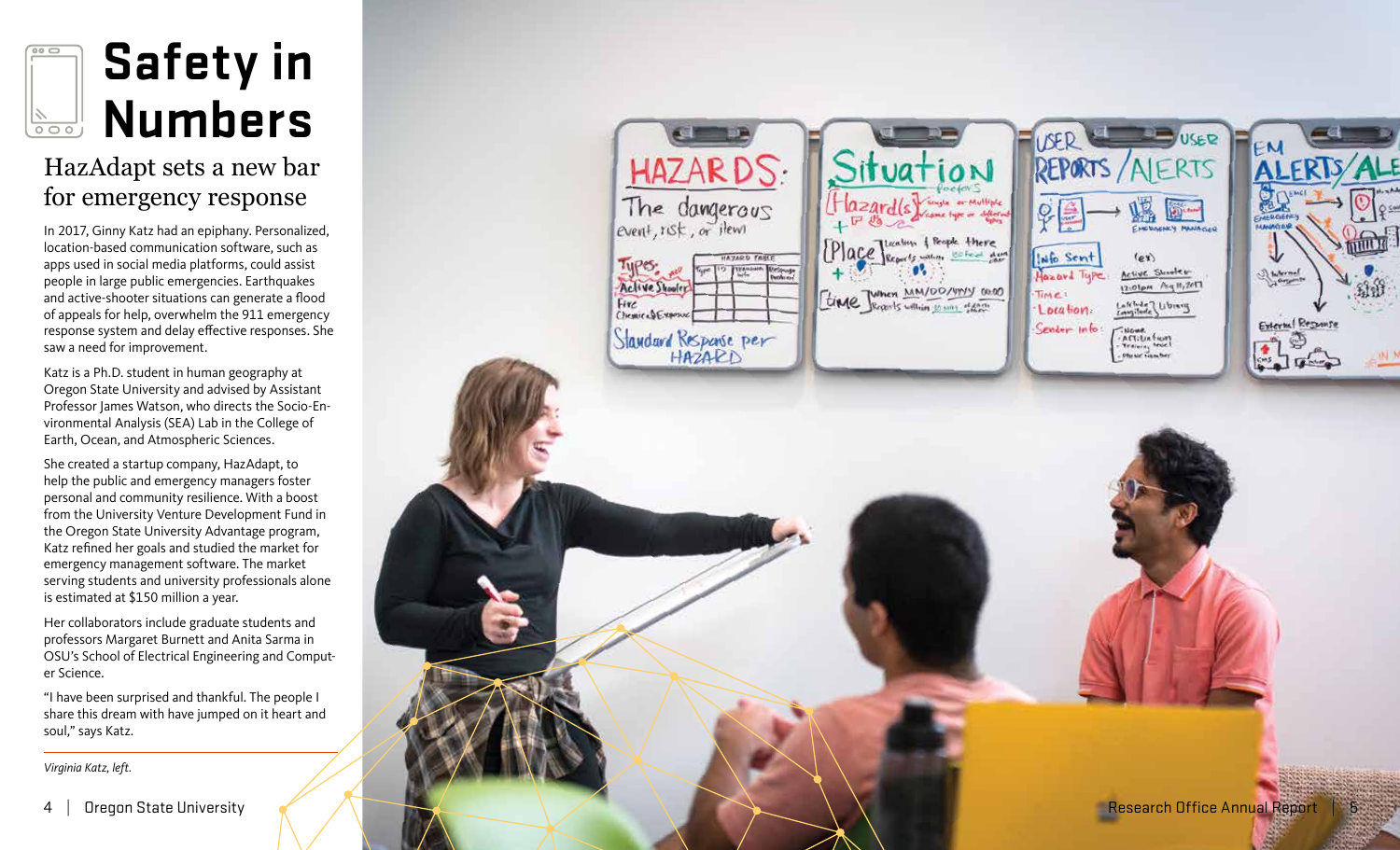# Safety in Numbers

## HazAdapt sets a new bar for emergency response

In 2017, Ginny Katz had an epiphany. Personalized, location-based communication software, such as apps used in social media platforms, could assist people in large public emergencies. Earthquakes and active-shooter situations can generate a flood of appeals for help, overwhelm the 911 emergency response system and delay effective responses. She saw a need for improvement.

Katz is a Ph.D. student in human geography at Oregon State University and advised by Assistant Professor James Watson, who directs the Socio-Environmental Analysis (SEA) Lab in the College of Earth, Ocean, and Atmospheric Sciences.

She created a startup company, HazAdapt, to help the public and emergency managers foster personal and community resilience. With a boost from the University Venture Development Fund in the Oregon State University Advantage program, Katz refined her goals and studied the market for emergency management software. The market serving students and university professionals alone is estimated at $150 million a year.

Her collaborators include graduate students and professors Margaret Burnett and Anita Sarma in OSU's School of Electrical Engineering and Computer Science.

"I have been surprised and thankful. The people I share this dream with have jumped on it heart and soul," says Katz.

*Virginia Katz, left.*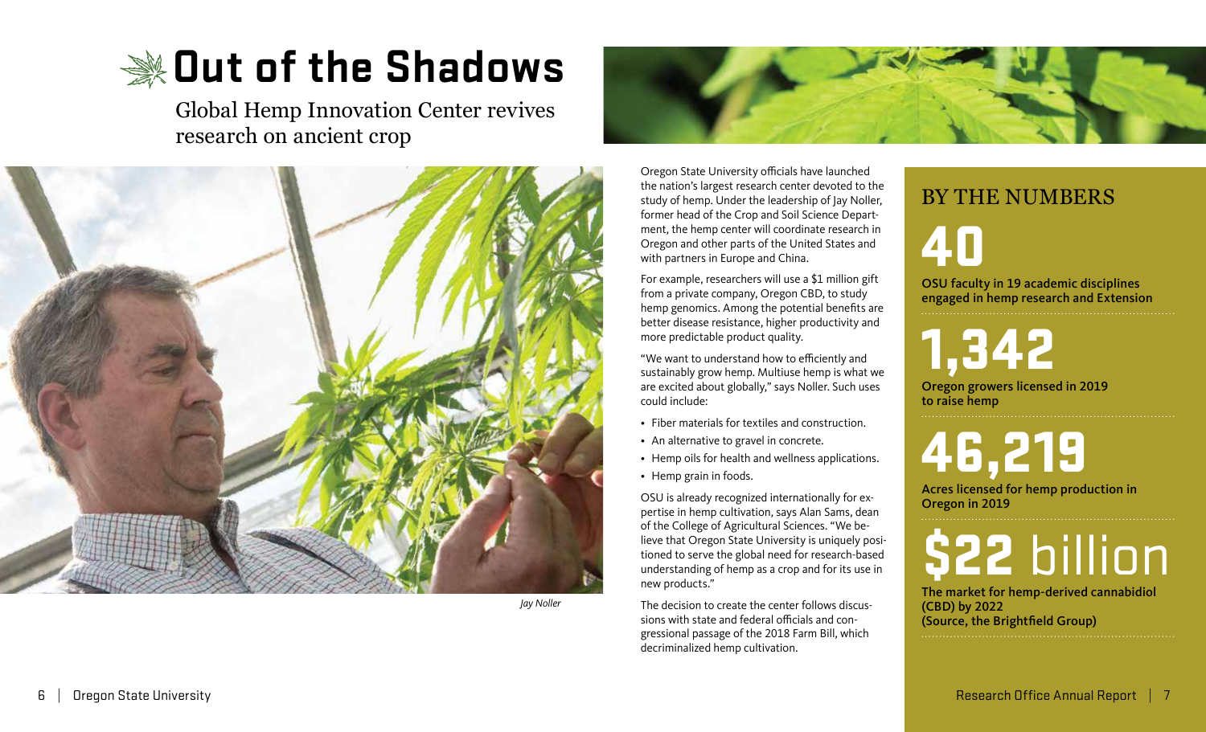# Out of the Shadows

Global Hemp Innovation Center revives research on ancient crop

*Jay Noller*

Oregon State University officials have launched the nation's largest research center devoted to the study of hemp. Under the leadership of Jay Noller, former head of the Crop and Soil Science Department, the hemp center will coordinate research in Oregon and other parts of the United States and with partners in Europe and China.

For example, researchers will use a $1 million gift from a private company, Oregon CBD, to study hemp genomics. Among the potential benefits are better disease resistance, higher productivity and more predictable product quality.

"We want to understand how to efficiently and sustainably grow hemp. Multiuse hemp is what we are excited about globally," says Noller. Such uses could include:

- Fiber materials for textiles and construction.
- An alternative to gravel in concrete.
- Hemp oils for health and wellness applications.
- Hemp grain in foods.

OSU is already recognized internationally for expertise in hemp cultivation, says Alan Sams, dean of the College of Agricultural Sciences. "We believe that Oregon State University is uniquely positioned to serve the global need for research-based understanding of hemp as a crop and for its use in new products."

The decision to create the center follows discussions with state and federal officials and congressional passage of the 2018 Farm Bill, which decriminalized hemp cultivation.

## BY THE NUMBERS

**40**

**OSU faculty in 19 academic disciplines engaged in hemp research and Extension**

**1,342**

**Oregon growers licensed in 2019 to raise hemp**

**46,219**

**Acres licensed for hemp production in Oregon in 2019**

**$22 billion**

**The market for hemp-derived cannabidiol (CBD) by 2022 (Source, the Brightfield Group)**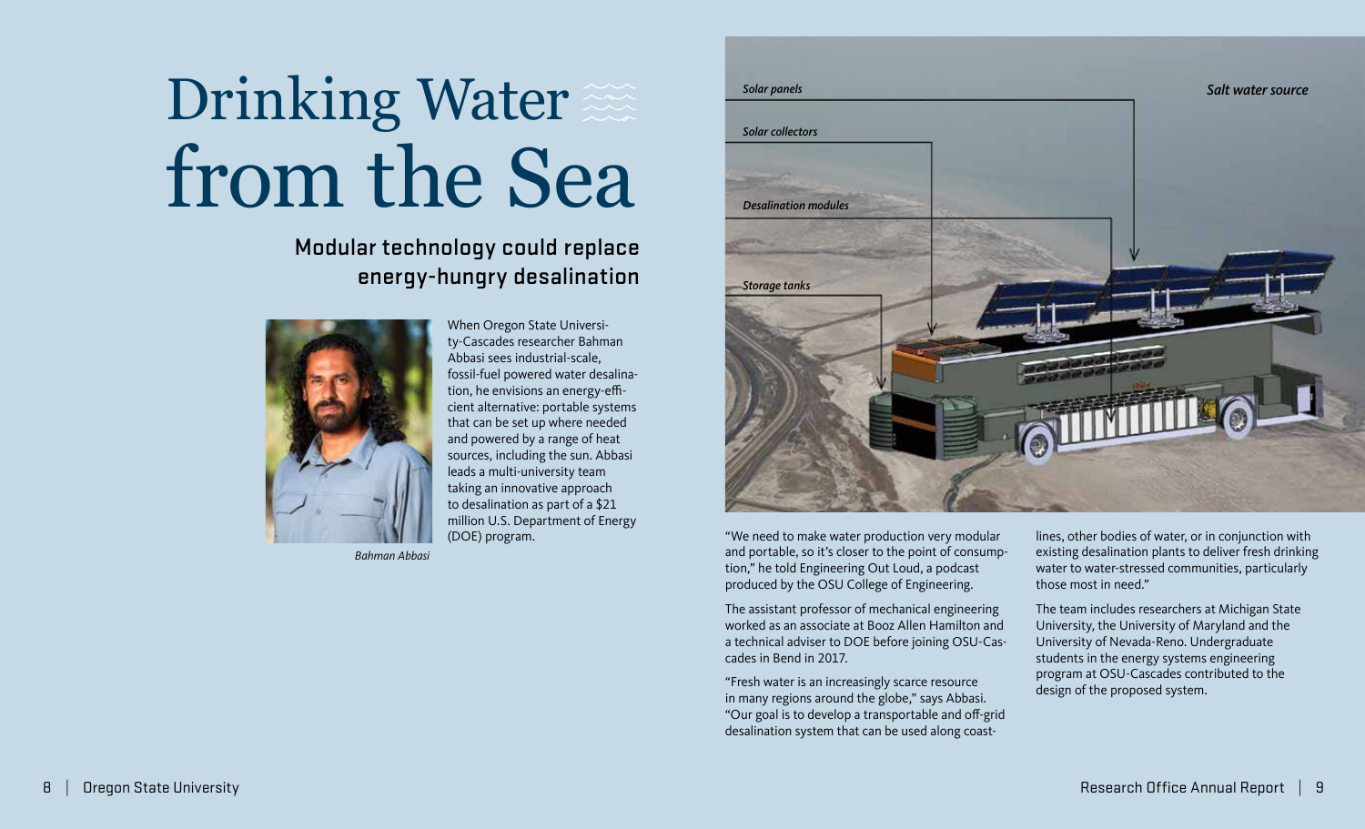# Drinking Water from the Sea

## Modular technology could replace energy-hungry desalination

*Bahman Abbasi*

When Oregon State University-Cascades researcher Bahman Abbasi sees industrial-scale, fossil-fuel powered water desalination, he envisions an energy-efficient alternative: portable systems that can be set up where needed and powered by a range of heat sources, including the sun. Abbasi leads a multi-university team taking an innovative approach to desalination as part of a $21 million U.S. Department of Energy (DOE) program.

*Solar panels*

*Solar collectors*

*Desalination modules*

*Storage tanks*

*Salt water source*

"We need to make water production very modular and portable, so it's closer to the point of consumption," he told Engineering Out Loud, a podcast produced by the OSU College of Engineering.

The assistant professor of mechanical engineering worked as an associate at Booz Allen Hamilton and a technical adviser to DOE before joining OSU-Cascades in Bend in 2017.

"Fresh water is an increasingly scarce resource in many regions around the globe," says Abbasi. "Our goal is to develop a transportable and off-grid desalination system that can be used along coastlines, other bodies of water, or in conjunction with existing desalination plants to deliver fresh drinking water to water-stressed communities, particularly those most in need."

The team includes researchers at Michigan State University, the University of Maryland and the University of Nevada-Reno. Undergraduate students in the energy systems engineering program at OSU-Cascades contributed to the design of the proposed system.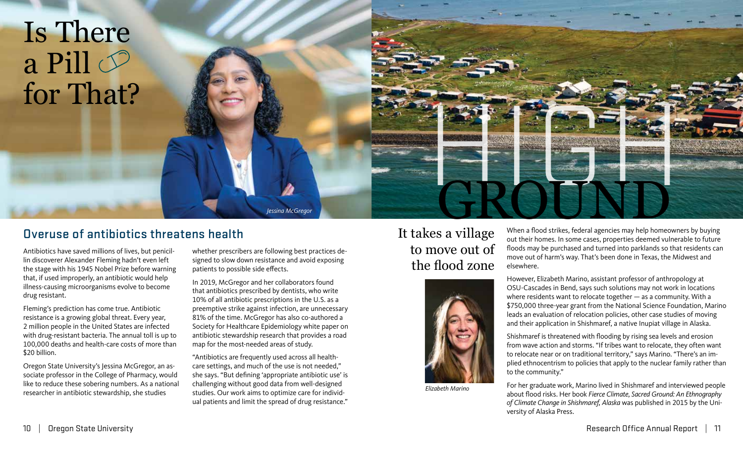# Is There a Pill for That?

*Jessina McGregor*

## Overuse of antibiotics threatens health

Antibiotics have saved millions of lives, but penicillin discoverer Alexander Fleming hadn't even left the stage with his 1945 Nobel Prize before warning that, if used improperly, an antibiotic would help illness-causing microorganisms evolve to become drug resistant.

Fleming's prediction has come true. Antibiotic resistance is a growing global threat. Every year, 2 million people in the United States are infected with drug-resistant bacteria. The annual toll is up to 100,000 deaths and health-care costs of more than $20 billion.

Oregon State University's Jessina McGregor, an associate professor in the College of Pharmacy, would like to reduce these sobering numbers. As a national researcher in antibiotic stewardship, she studies whether prescribers are following best practices designed to slow down resistance and avoid exposing patients to possible side effects.

In 2019, McGregor and her collaborators found that antibiotics prescribed by dentists, who write 10% of all antibiotic prescriptions in the U.S. as a preemptive strike against infection, are unnecessary 81% of the time. McGregor has also co-authored a Society for Healthcare Epidemiology white paper on antibiotic stewardship research that provides a road map for the most-needed areas of study.

"Antibiotics are frequently used across all health-care settings, and much of the use is not needed," she says. "But defining 'appropriate antibiotic use' is challenging without good data from well-designed studies. Our work aims to optimize care for individual patients and limit the spread of drug resistance."

# HIGH GROUND

## It takes a village to move out of the flood zone

*Elizabeth Marino*

When a flood strikes, federal agencies may help homeowners by buying out their homes. In some cases, properties deemed vulnerable to future floods may be purchased and turned into parklands so that residents can move out of harm's way. That's been done in Texas, the Midwest and elsewhere.

However, Elizabeth Marino, assistant professor of anthropology at OSU-Cascades in Bend, says such solutions may not work in locations where residents want to relocate together — as a community. With a $750,000 three-year grant from the National Science Foundation, Marino leads an evaluation of relocation policies, other case studies of moving and their application in Shishmaref, a native Inupiat village in Alaska.

Shishmaref is threatened with flooding by rising sea levels and erosion from wave action and storms. "If tribes want to relocate, they often want to relocate near or on traditional territory," says Marino. "There's an implied ethnocentrism to policies that apply to the nuclear family rather than to the community."

For her graduate work, Marino lived in Shishmaref and interviewed people about flood risks. Her book *Fierce Climate, Sacred Ground: An Ethnography of Climate Change in Shishmaref, Alaska* was published in 2015 by the University of Alaska Press.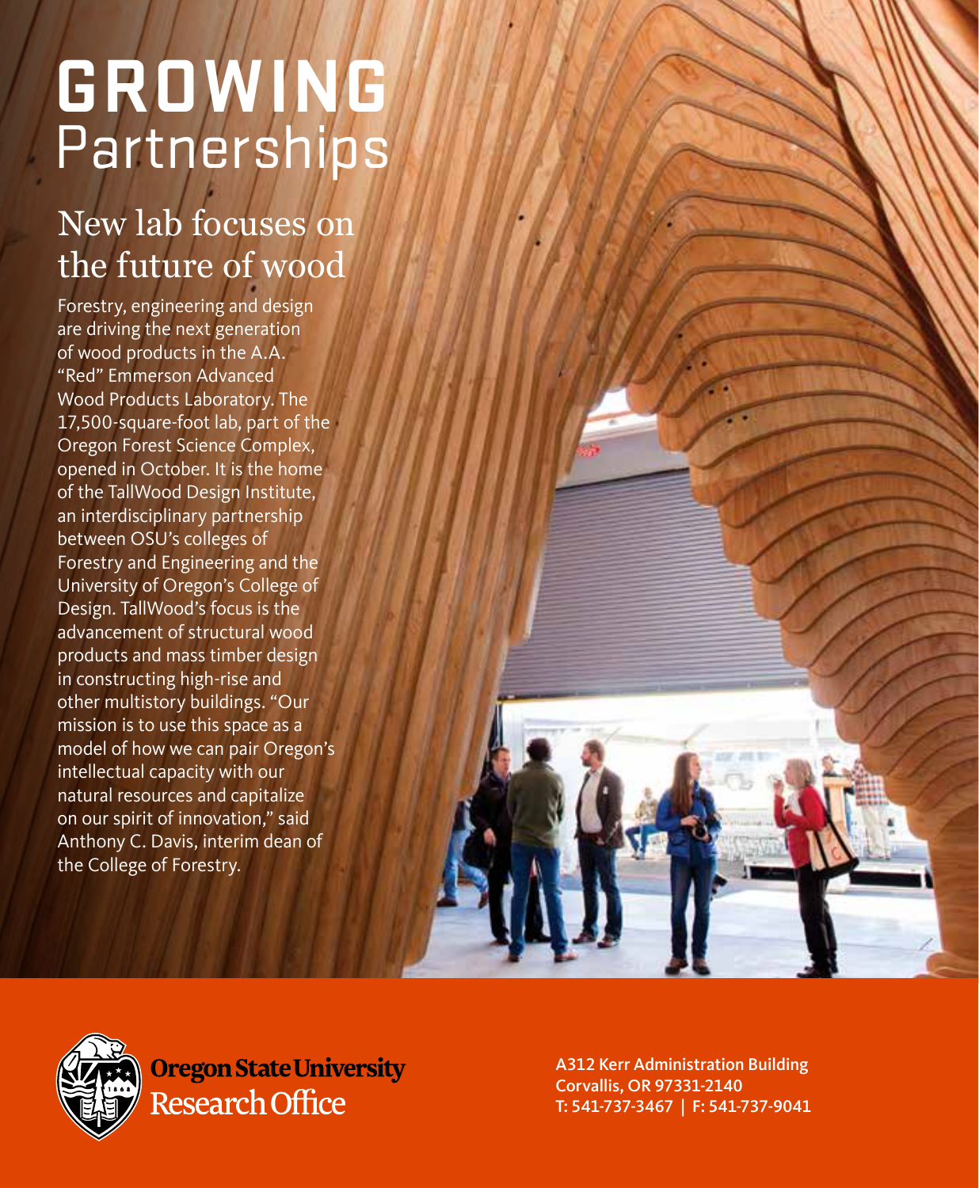# GROWING Partnerships

## New lab focuses on the future of wood

Forestry, engineering and design are driving the next generation of wood products in the A.A. "Red" Emmerson Advanced Wood Products Laboratory. The 17,500-square-foot lab, part of the Oregon Forest Science Complex, opened in October. It is the home of the TallWood Design Institute, an interdisciplinary partnership between OSU's colleges of Forestry and Engineering and the University of Oregon's College of Design. TallWood's focus is the advancement of structural wood products and mass timber design in constructing high-rise and other multistory buildings. "Our mission is to use this space as a model of how we can pair Oregon's intellectual capacity with our natural resources and capitalize on our spirit of innovation," said Anthony C. Davis, interim dean of the College of Forestry.

**Oregon State University**
Research Office

A312 Kerr Administration Building
Corvallis, OR 97331-2140
T: 541-737-3467 | F: 541-737-9041